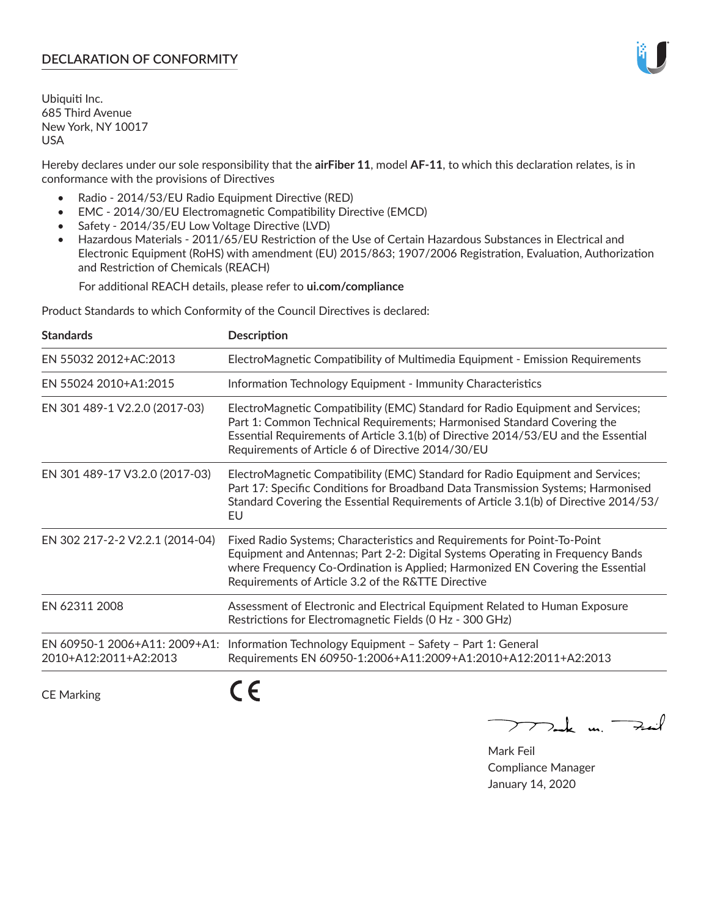# DECLARATION OF CONFORMITY

Ubiquiti Inc.
685 Third Avenue
New York, NY 10017
USA

Hereby declares under our sole responsibility that the **airFiber 11**, model **AF-11**, to which this declaration relates, is in conformance with the provisions of Directives

- Radio - 2014/53/EU Radio Equipment Directive (RED)
- EMC - 2014/30/EU Electromagnetic Compatibility Directive (EMCD)
- Safety - 2014/35/EU Low Voltage Directive (LVD)
- Hazardous Materials - 2011/65/EU Restriction of the Use of Certain Hazardous Substances in Electrical and Electronic Equipment (RoHS) with amendment (EU) 2015/863; 1907/2006 Registration, Evaluation, Authorization and Restriction of Chemicals (REACH)

  For additional REACH details, please refer to **ui.com/compliance**

Product Standards to which Conformity of the Council Directives is declared:

| Standards | Description |
|---|---|
| EN 55032 2012+AC:2013 | ElectroMagnetic Compatibility of Multimedia Equipment - Emission Requirements |
| EN 55024 2010+A1:2015 | Information Technology Equipment - Immunity Characteristics |
| EN 301 489-1 V2.2.0 (2017-03) | ElectroMagnetic Compatibility (EMC) Standard for Radio Equipment and Services; Part 1: Common Technical Requirements; Harmonised Standard Covering the Essential Requirements of Article 3.1(b) of Directive 2014/53/EU and the Essential Requirements of Article 6 of Directive 2014/30/EU |
| EN 301 489-17 V3.2.0 (2017-03) | ElectroMagnetic Compatibility (EMC) Standard for Radio Equipment and Services; Part 17: Specific Conditions for Broadband Data Transmission Systems; Harmonised Standard Covering the Essential Requirements of Article 3.1(b) of Directive 2014/53/EU |
| EN 302 217-2-2 V2.2.1 (2014-04) | Fixed Radio Systems; Characteristics and Requirements for Point-To-Point Equipment and Antennas; Part 2-2: Digital Systems Operating in Frequency Bands where Frequency Co-Ordination is Applied; Harmonized EN Covering the Essential Requirements of Article 3.2 of the R&TTE Directive |
| EN 62311 2008 | Assessment of Electronic and Electrical Equipment Related to Human Exposure Restrictions for Electromagnetic Fields (0 Hz - 300 GHz) |
| EN 60950-1 2006+A11: 2009+A1: 2010+A12:2011+A2:2013 | Information Technology Equipment – Safety – Part 1: General Requirements EN 60950-1:2006+A11:2009+A1:2010+A12:2011+A2:2013 |
| CE Marking | CE |

Mark Feil
Compliance Manager
January 14, 2020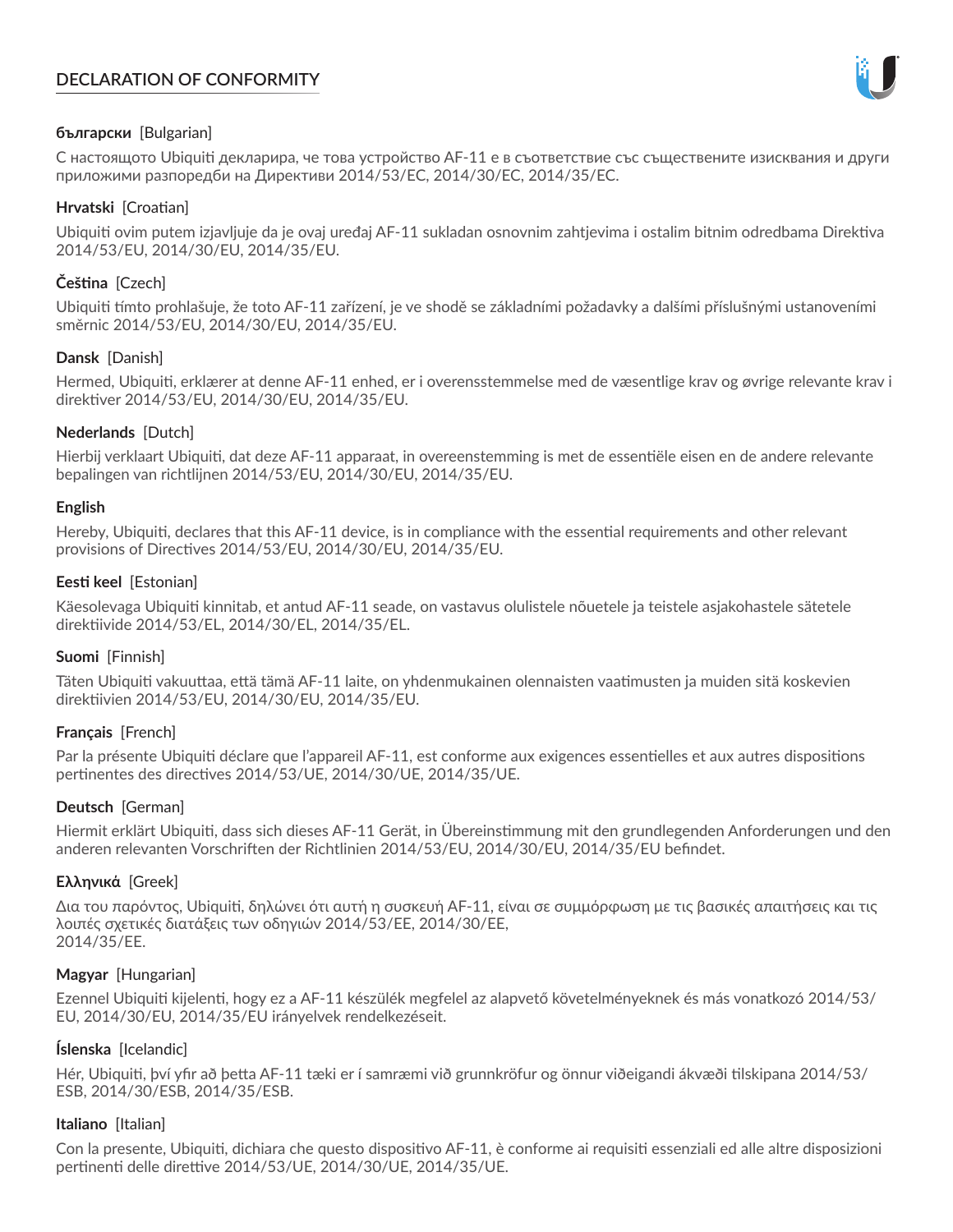# DECLARATION OF CONFORMITY

**български** [Bulgarian]

С настоящото Ubiquiti декларира, че това устройство AF-11 е в съответствие със съществените изисквания и други приложими разпоредби на Директиви 2014/53/EC, 2014/30/ЕС, 2014/35/ЕС.

**Hrvatski** [Croatian]

Ubiquiti ovim putem izjavljuje da je ovaj uređaj AF-11 sukladan osnovnim zahtjevima i ostalim bitnim odredbama Direktiva 2014/53/EU, 2014/30/EU, 2014/35/EU.

**Čeština** [Czech]

Ubiquiti tímto prohlašuje, že toto AF-11 zařízení, je ve shodě se základními požadavky a dalšími příslušnými ustanoveními směrnic 2014/53/EU, 2014/30/EU, 2014/35/EU.

**Dansk** [Danish]

Hermed, Ubiquiti, erklærer at denne AF-11 enhed, er i overensstemmelse med de væsentlige krav og øvrige relevante krav i direktiver 2014/53/EU, 2014/30/EU, 2014/35/EU.

**Nederlands** [Dutch]

Hierbij verklaart Ubiquiti, dat deze AF-11 apparaat, in overeenstemming is met de essentiële eisen en de andere relevante bepalingen van richtlijnen 2014/53/EU, 2014/30/EU, 2014/35/EU.

**English**

Hereby, Ubiquiti, declares that this AF-11 device, is in compliance with the essential requirements and other relevant provisions of Directives 2014/53/EU, 2014/30/EU, 2014/35/EU.

**Eesti keel** [Estonian]

Käesolevaga Ubiquiti kinnitab, et antud AF-11 seade, on vastavus olulistele nõuetele ja teistele asjakohastele sätetele direktiivide 2014/53/EL, 2014/30/EL, 2014/35/EL.

**Suomi** [Finnish]

Täten Ubiquiti vakuuttaa, että tämä AF-11 laite, on yhdenmukainen olennaisten vaatimusten ja muiden sitä koskevien direktiivien 2014/53/EU, 2014/30/EU, 2014/35/EU.

**Français** [French]

Par la présente Ubiquiti déclare que l'appareil AF-11, est conforme aux exigences essentielles et aux autres dispositions pertinentes des directives 2014/53/UE, 2014/30/UE, 2014/35/UE.

**Deutsch** [German]

Hiermit erklärt Ubiquiti, dass sich dieses AF-11 Gerät, in Übereinstimmung mit den grundlegenden Anforderungen und den anderen relevanten Vorschriften der Richtlinien 2014/53/EU, 2014/30/EU, 2014/35/EU befindet.

**Ελληνικά** [Greek]

Δια του παρόντος, Ubiquiti, δηλώνει ότι αυτή η συσκευή AF-11, είναι σε συμμόρφωση με τις βασικές απαιτήσεις και τις λοιπές σχετικές διατάξεις των οδηγιών 2014/53/EE, 2014/30/EE, 2014/35/EE.

**Magyar** [Hungarian]

Ezennel Ubiquiti kijelenti, hogy ez a AF-11 készülék megfelel az alapvető követelményeknek és más vonatkozó 2014/53/EU, 2014/30/EU, 2014/35/EU irányelvek rendelkezéseit.

**Íslenska** [Icelandic]

Hér, Ubiquiti, því yfir að þetta AF-11 tæki er í samræmi við grunnkröfur og önnur viðeigandi ákvæði tilskipana 2014/53/ESB, 2014/30/ESB, 2014/35/ESB.

**Italiano** [Italian]

Con la presente, Ubiquiti, dichiara che questo dispositivo AF-11, è conforme ai requisiti essenziali ed alle altre disposizioni pertinenti delle direttive 2014/53/UE, 2014/30/UE, 2014/35/UE.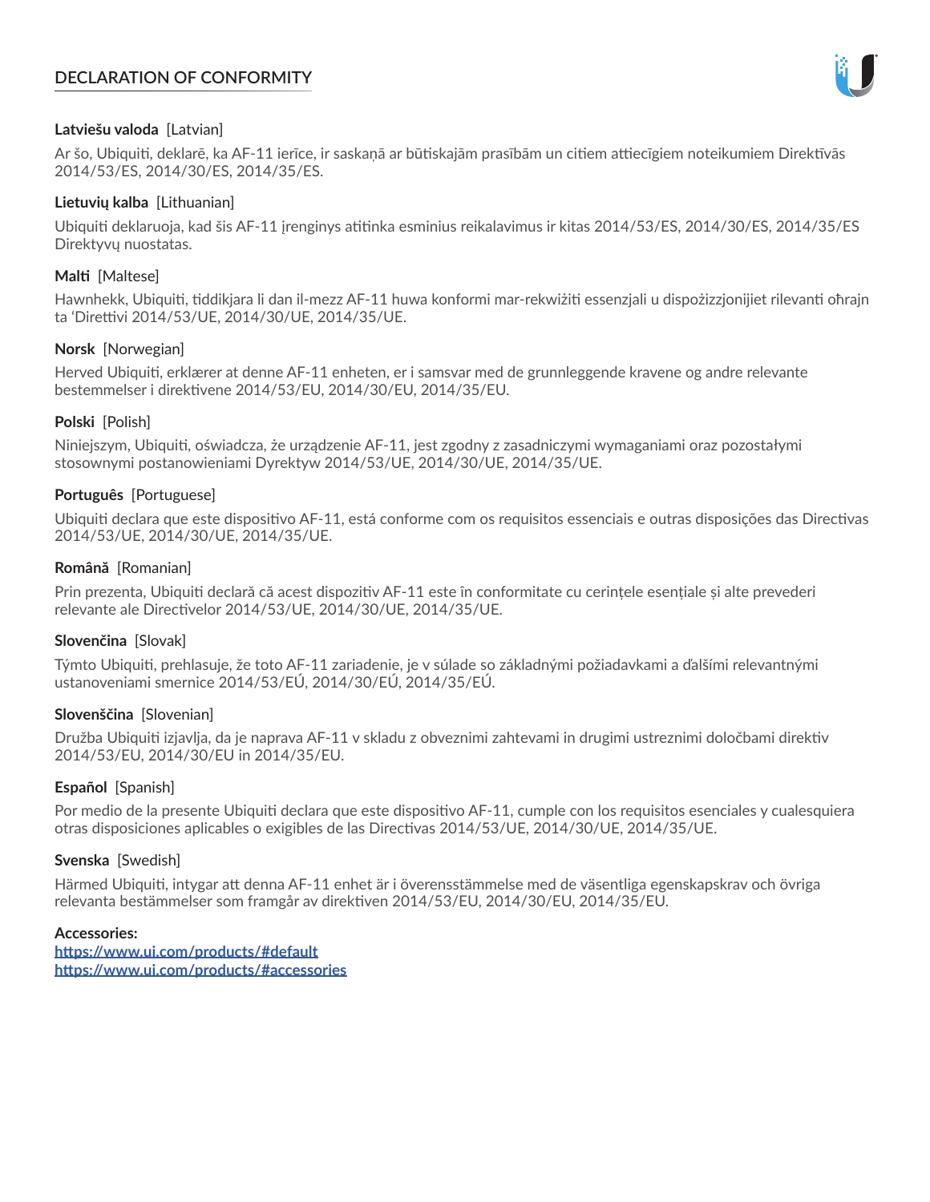# DECLARATION OF CONFORMITY

**Latviešu valoda** [Latvian]

Ar šo, Ubiquiti, deklarē, ka AF-11 ierīce, ir saskaņā ar būtiskajām prasībām un citiem attiecīgiem noteikumiem Direktīvās 2014/53/ES, 2014/30/ES, 2014/35/ES.

**Lietuvių kalba** [Lithuanian]

Ubiquiti deklaruoja, kad šis AF-11 įrenginys atitinka esminius reikalavimus ir kitas 2014/53/ES, 2014/30/ES, 2014/35/ES Direktyvų nuostatas.

**Malti** [Maltese]

Hawnhekk, Ubiquiti, tiddikjara li dan il-mezz AF-11 huwa konformi mar-rekwiżiti essenzjali u dispożizzjonijiet rilevanti oħrajn ta 'Direttivi 2014/53/UE, 2014/30/UE, 2014/35/UE.

**Norsk** [Norwegian]

Herved Ubiquiti, erklærer at denne AF-11 enheten, er i samsvar med de grunnleggende kravene og andre relevante bestemmelser i direktivene 2014/53/EU, 2014/30/EU, 2014/35/EU.

**Polski** [Polish]

Niniejszym, Ubiquiti, oświadcza, że urządzenie AF-11, jest zgodny z zasadniczymi wymaganiami oraz pozostałymi stosownymi postanowieniami Dyrektyw 2014/53/UE, 2014/30/UE, 2014/35/UE.

**Português** [Portuguese]

Ubiquiti declara que este dispositivo AF-11, está conforme com os requisitos essenciais e outras disposições das Directivas 2014/53/UE, 2014/30/UE, 2014/35/UE.

**Română** [Romanian]

Prin prezenta, Ubiquiti declară că acest dispozitiv AF-11 este în conformitate cu cerințele esențiale și alte prevederi relevante ale Directivelor 2014/53/UE, 2014/30/UE, 2014/35/UE.

**Slovenčina** [Slovak]

Týmto Ubiquiti, prehlasuje, že toto AF-11 zariadenie, je v súlade so základnými požiadavkami a ďalšími relevantnými ustanoveniami smernice 2014/53/EÚ, 2014/30/EÚ, 2014/35/EÚ.

**Slovenščina** [Slovenian]

Družba Ubiquiti izjavlja, da je naprava AF-11 v skladu z obveznimi zahtevami in drugimi ustreznimi določbami direktiv 2014/53/EU, 2014/30/EU in 2014/35/EU.

**Español** [Spanish]

Por medio de la presente Ubiquiti declara que este dispositivo AF-11, cumple con los requisitos esenciales y cualesquiera otras disposiciones aplicables o exigibles de las Directivas 2014/53/UE, 2014/30/UE, 2014/35/UE.

**Svenska** [Swedish]

Härmed Ubiquiti, intygar att denna AF-11 enhet är i överensstämmelse med de väsentliga egenskapskrav och övriga relevanta bestämmelser som framgår av direktiven 2014/53/EU, 2014/30/EU, 2014/35/EU.

**Accessories:**
**https://www.ui.com/products/#default**
**https://www.ui.com/products/#accessories**